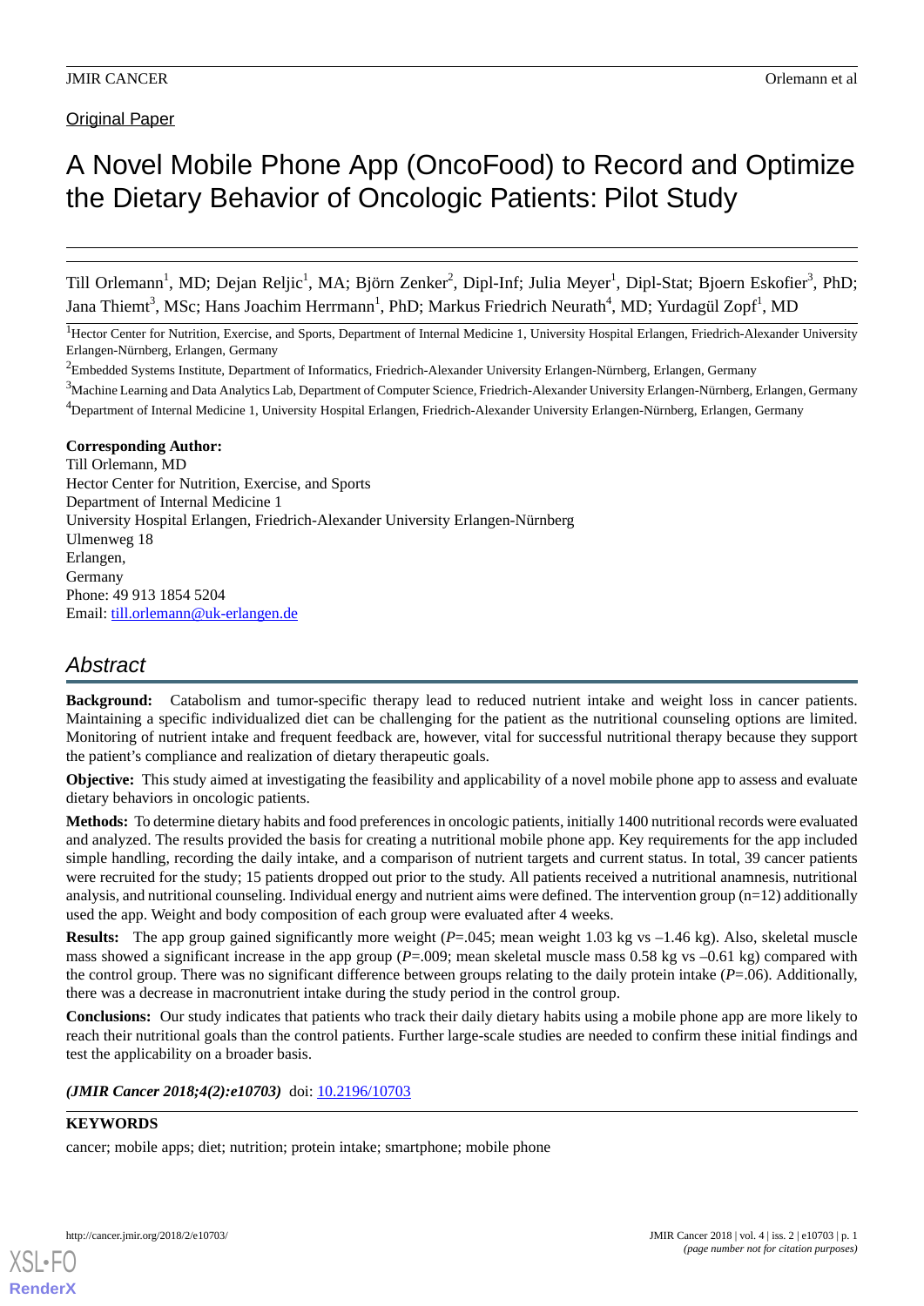Original Paper

# A Novel Mobile Phone App (OncoFood) to Record and Optimize the Dietary Behavior of Oncologic Patients: Pilot Study

Till Orlemann[1], MD; Dejan Reljic[1], MA; Björn Zenker[2], Dipl-Inf; Julia Meyer[1], Dipl-Stat; Bjoern Eskofier[3], PhD; Jana Thiemt[3], MSc; Hans Joachim Herrmann[1], PhD; Markus Friedrich Neurath[4], MD; Yurdagül Zopf[1], MD

[1]Hector Center for Nutrition, Exercise, and Sports, Department of Internal Medicine 1, University Hospital Erlangen, Friedrich-Alexander University Erlangen-Nürnberg, Erlangen, Germany

[2]Embedded Systems Institute, Department of Informatics, Friedrich-Alexander University Erlangen-Nürnberg, Erlangen, Germany

[3]Machine Learning and Data Analytics Lab, Department of Computer Science, Friedrich-Alexander University Erlangen-Nürnberg, Erlangen, Germany

[4]Department of Internal Medicine 1, University Hospital Erlangen, Friedrich-Alexander University Erlangen-Nürnberg, Erlangen, Germany

**Corresponding Author:**
Till Orlemann, MD
Hector Center for Nutrition, Exercise, and Sports
Department of Internal Medicine 1
University Hospital Erlangen, Friedrich-Alexander University Erlangen-Nürnberg
Ulmenweg 18
Erlangen,
Germany
Phone: 49 913 1854 5204
Email: till.orlemann@uk-erlangen.de

## Abstract

**Background:** Catabolism and tumor-specific therapy lead to reduced nutrient intake and weight loss in cancer patients. Maintaining a specific individualized diet can be challenging for the patient as the nutritional counseling options are limited. Monitoring of nutrient intake and frequent feedback are, however, vital for successful nutritional therapy because they support the patient's compliance and realization of dietary therapeutic goals.

**Objective:** This study aimed at investigating the feasibility and applicability of a novel mobile phone app to assess and evaluate dietary behaviors in oncologic patients.

**Methods:** To determine dietary habits and food preferences in oncologic patients, initially 1400 nutritional records were evaluated and analyzed. The results provided the basis for creating a nutritional mobile phone app. Key requirements for the app included simple handling, recording the daily intake, and a comparison of nutrient targets and current status. In total, 39 cancer patients were recruited for the study; 15 patients dropped out prior to the study. All patients received a nutritional anamnesis, nutritional analysis, and nutritional counseling. Individual energy and nutrient aims were defined. The intervention group (n=12) additionally used the app. Weight and body composition of each group were evaluated after 4 weeks.

**Results:** The app group gained significantly more weight ($P$=.045; mean weight 1.03 kg vs –1.46 kg). Also, skeletal muscle mass showed a significant increase in the app group ($P$=.009; mean skeletal muscle mass 0.58 kg vs –0.61 kg) compared with the control group. There was no significant difference between groups relating to the daily protein intake ($P$=.06). Additionally, there was a decrease in macronutrient intake during the study period in the control group.

**Conclusions:** Our study indicates that patients who track their daily dietary habits using a mobile phone app are more likely to reach their nutritional goals than the control patients. Further large-scale studies are needed to confirm these initial findings and test the applicability on a broader basis.

***(JMIR Cancer 2018;4(2):e10703)*** doi: 10.2196/10703

**KEYWORDS**

cancer; mobile apps; diet; nutrition; protein intake; smartphone; mobile phone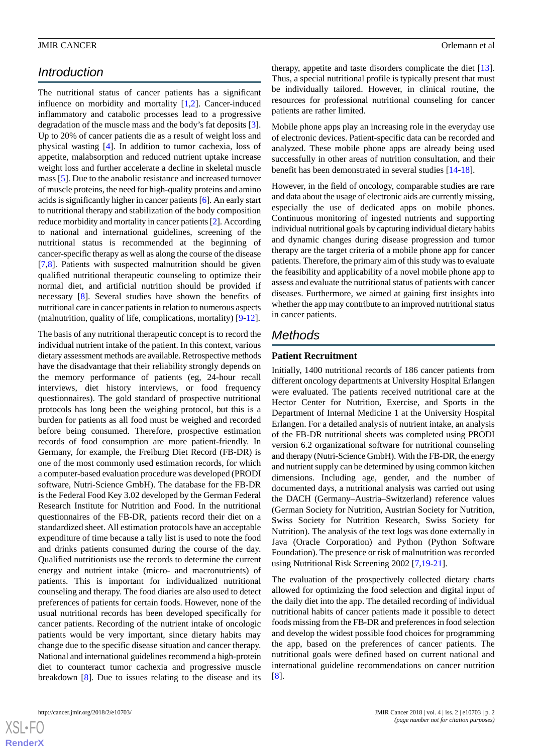## Introduction

The nutritional status of cancer patients has a significant influence on morbidity and mortality [1,2]. Cancer-induced inflammatory and catabolic processes lead to a progressive degradation of the muscle mass and the body's fat deposits [3]. Up to 20% of cancer patients die as a result of weight loss and physical wasting [4]. In addition to tumor cachexia, loss of appetite, malabsorption and reduced nutrient uptake increase weight loss and further accelerate a decline in skeletal muscle mass [5]. Due to the anabolic resistance and increased turnover of muscle proteins, the need for high-quality proteins and amino acids is significantly higher in cancer patients [6]. An early start to nutritional therapy and stabilization of the body composition reduce morbidity and mortality in cancer patients [2]. According to national and international guidelines, screening of the nutritional status is recommended at the beginning of cancer-specific therapy as well as along the course of the disease [7,8]. Patients with suspected malnutrition should be given qualified nutritional therapeutic counseling to optimize their normal diet, and artificial nutrition should be provided if necessary [8]. Several studies have shown the benefits of nutritional care in cancer patients in relation to numerous aspects (malnutrition, quality of life, complications, mortality) [9-12].

The basis of any nutritional therapeutic concept is to record the individual nutrient intake of the patient. In this context, various dietary assessment methods are available. Retrospective methods have the disadvantage that their reliability strongly depends on the memory performance of patients (eg, 24-hour recall interviews, diet history interviews, or food frequency questionnaires). The gold standard of prospective nutritional protocols has long been the weighing protocol, but this is a burden for patients as all food must be weighed and recorded before being consumed. Therefore, prospective estimation records of food consumption are more patient-friendly. In Germany, for example, the Freiburg Diet Record (FB-DR) is one of the most commonly used estimation records, for which a computer-based evaluation procedure was developed (PRODI software, Nutri-Science GmbH). The database for the FB-DR is the Federal Food Key 3.02 developed by the German Federal Research Institute for Nutrition and Food. In the nutritional questionnaires of the FB-DR, patients record their diet on a standardized sheet. All estimation protocols have an acceptable expenditure of time because a tally list is used to note the food and drinks patients consumed during the course of the day. Qualified nutritionists use the records to determine the current energy and nutrient intake (micro- and macronutrients) of patients. This is important for individualized nutritional counseling and therapy. The food diaries are also used to detect preferences of patients for certain foods. However, none of the usual nutritional records has been developed specifically for cancer patients. Recording of the nutrient intake of oncologic patients would be very important, since dietary habits may change due to the specific disease situation and cancer therapy. National and international guidelines recommend a high-protein diet to counteract tumor cachexia and progressive muscle breakdown [8]. Due to issues relating to the disease and its therapy, appetite and taste disorders complicate the diet [13]. Thus, a special nutritional profile is typically present that must be individually tailored. However, in clinical routine, the resources for professional nutritional counseling for cancer patients are rather limited.

Mobile phone apps play an increasing role in the everyday use of electronic devices. Patient-specific data can be recorded and analyzed. These mobile phone apps are already being used successfully in other areas of nutrition consultation, and their benefit has been demonstrated in several studies [14-18].

However, in the field of oncology, comparable studies are rare and data about the usage of electronic aids are currently missing, especially the use of dedicated apps on mobile phones. Continuous monitoring of ingested nutrients and supporting individual nutritional goals by capturing individual dietary habits and dynamic changes during disease progression and tumor therapy are the target criteria of a mobile phone app for cancer patients. Therefore, the primary aim of this study was to evaluate the feasibility and applicability of a novel mobile phone app to assess and evaluate the nutritional status of patients with cancer diseases. Furthermore, we aimed at gaining first insights into whether the app may contribute to an improved nutritional status in cancer patients.

## Methods

### Patient Recruitment

Initially, 1400 nutritional records of 186 cancer patients from different oncology departments at University Hospital Erlangen were evaluated. The patients received nutritional care at the Hector Center for Nutrition, Exercise, and Sports in the Department of Internal Medicine 1 at the University Hospital Erlangen. For a detailed analysis of nutrient intake, an analysis of the FB-DR nutritional sheets was completed using PRODI version 6.2 organizational software for nutritional counseling and therapy (Nutri-Science GmbH). With the FB-DR, the energy and nutrient supply can be determined by using common kitchen dimensions. Including age, gender, and the number of documented days, a nutritional analysis was carried out using the DACH (Germany–Austria–Switzerland) reference values (German Society for Nutrition, Austrian Society for Nutrition, Swiss Society for Nutrition Research, Swiss Society for Nutrition). The analysis of the text logs was done externally in Java (Oracle Corporation) and Python (Python Software Foundation). The presence or risk of malnutrition was recorded using Nutritional Risk Screening 2002 [7,19-21].

The evaluation of the prospectively collected dietary charts allowed for optimizing the food selection and digital input of the daily diet into the app. The detailed recording of individual nutritional habits of cancer patients made it possible to detect foods missing from the FB-DR and preferences in food selection and develop the widest possible food choices for programming the app, based on the preferences of cancer patients. The nutritional goals were defined based on current national and international guideline recommendations on cancer nutrition [8].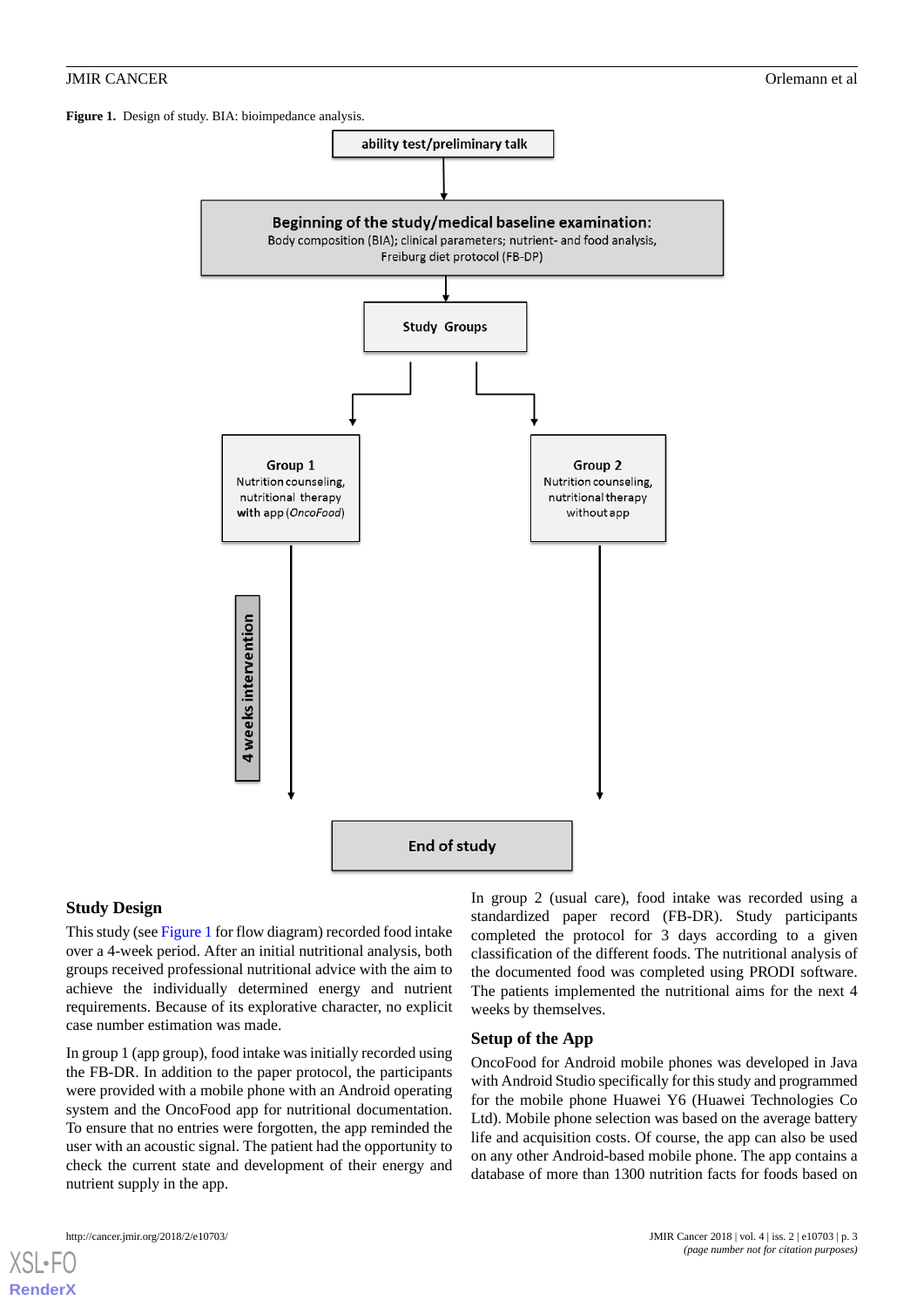**Figure 1.** Design of study. BIA: bioimpedance analysis.

ability test/preliminary talk

**Beginning of the study/medical baseline examination:**
Body composition (BIA); clinical parameters; nutrient- and food analysis, Freiburg diet protocol (FB-DP)

Study Groups

**Group 1**
Nutrition counseling, nutritional therapy with app (*OncoFood*)

**Group 2**
Nutrition counseling, nutritional therapy without app

4 weeks intervention

End of study

### Study Design

This study (see Figure 1 for flow diagram) recorded food intake over a 4-week period. After an initial nutritional analysis, both groups received professional nutritional advice with the aim to achieve the individually determined energy and nutrient requirements. Because of its explorative character, no explicit case number estimation was made.

In group 1 (app group), food intake was initially recorded using the FB-DR. In addition to the paper protocol, the participants were provided with a mobile phone with an Android operating system and the OncoFood app for nutritional documentation. To ensure that no entries were forgotten, the app reminded the user with an acoustic signal. The patient had the opportunity to check the current state and development of their energy and nutrient supply in the app.

In group 2 (usual care), food intake was recorded using a standardized paper record (FB-DR). Study participants completed the protocol for 3 days according to a given classification of the different foods. The nutritional analysis of the documented food was completed using PRODI software. The patients implemented the nutritional aims for the next 4 weeks by themselves.

### Setup of the App

OncoFood for Android mobile phones was developed in Java with Android Studio specifically for this study and programmed for the mobile phone Huawei Y6 (Huawei Technologies Co Ltd). Mobile phone selection was based on the average battery life and acquisition costs. Of course, the app can also be used on any other Android-based mobile phone. The app contains a database of more than 1300 nutrition facts for foods based on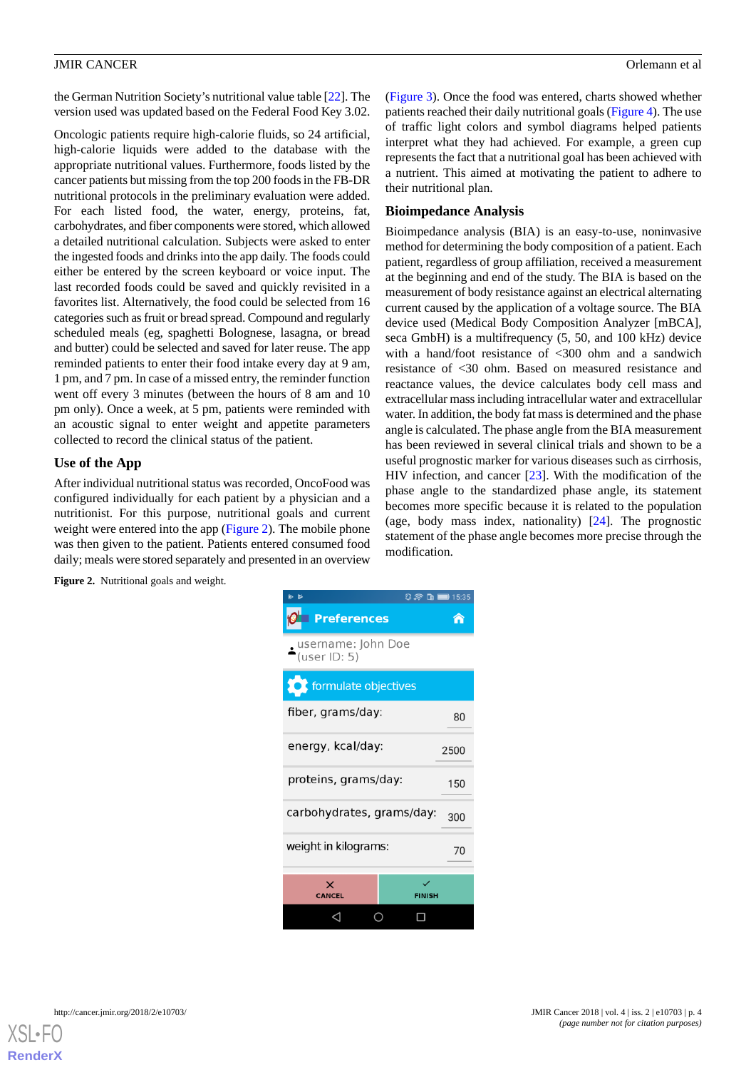the German Nutrition Society's nutritional value table [22]. The version used was updated based on the Federal Food Key 3.02.

Oncologic patients require high-calorie fluids, so 24 artificial, high-calorie liquids were added to the database with the appropriate nutritional values. Furthermore, foods listed by the cancer patients but missing from the top 200 foods in the FB-DR nutritional protocols in the preliminary evaluation were added. For each listed food, the water, energy, proteins, fat, carbohydrates, and fiber components were stored, which allowed a detailed nutritional calculation. Subjects were asked to enter the ingested foods and drinks into the app daily. The foods could either be entered by the screen keyboard or voice input. The last recorded foods could be saved and quickly revisited in a favorites list. Alternatively, the food could be selected from 16 categories such as fruit or bread spread. Compound and regularly scheduled meals (eg, spaghetti Bolognese, lasagna, or bread and butter) could be selected and saved for later reuse. The app reminded patients to enter their food intake every day at 9 am, 1 pm, and 7 pm. In case of a missed entry, the reminder function went off every 3 minutes (between the hours of 8 am and 10 pm only). Once a week, at 5 pm, patients were reminded with an acoustic signal to enter weight and appetite parameters collected to record the clinical status of the patient.

## Use of the App

After individual nutritional status was recorded, OncoFood was configured individually for each patient by a physician and a nutritionist. For this purpose, nutritional goals and current weight were entered into the app (Figure 2). The mobile phone was then given to the patient. Patients entered consumed food daily; meals were stored separately and presented in an overview (Figure 3). Once the food was entered, charts showed whether patients reached their daily nutritional goals (Figure 4). The use of traffic light colors and symbol diagrams helped patients interpret what they had achieved. For example, a green cup represents the fact that a nutritional goal has been achieved with a nutrient. This aimed at motivating the patient to adhere to their nutritional plan.

## Bioimpedance Analysis

Bioimpedance analysis (BIA) is an easy-to-use, noninvasive method for determining the body composition of a patient. Each patient, regardless of group affiliation, received a measurement at the beginning and end of the study. The BIA is based on the measurement of body resistance against an electrical alternating current caused by the application of a voltage source. The BIA device used (Medical Body Composition Analyzer [mBCA], seca GmbH) is a multifrequency (5, 50, and 100 kHz) device with a hand/foot resistance of <300 ohm and a sandwich resistance of <30 ohm. Based on measured resistance and reactance values, the device calculates body cell mass and extracellular mass including intracellular water and extracellular water. In addition, the body fat mass is determined and the phase angle is calculated. The phase angle from the BIA measurement has been reviewed in several clinical trials and shown to be a useful prognostic marker for various diseases such as cirrhosis, HIV infection, and cancer [23]. With the modification of the phase angle to the standardized phase angle, its statement becomes more specific because it is related to the population (age, body mass index, nationality) [24]. The prognostic statement of the phase angle becomes more precise through the modification.

**Figure 2.** Nutritional goals and weight.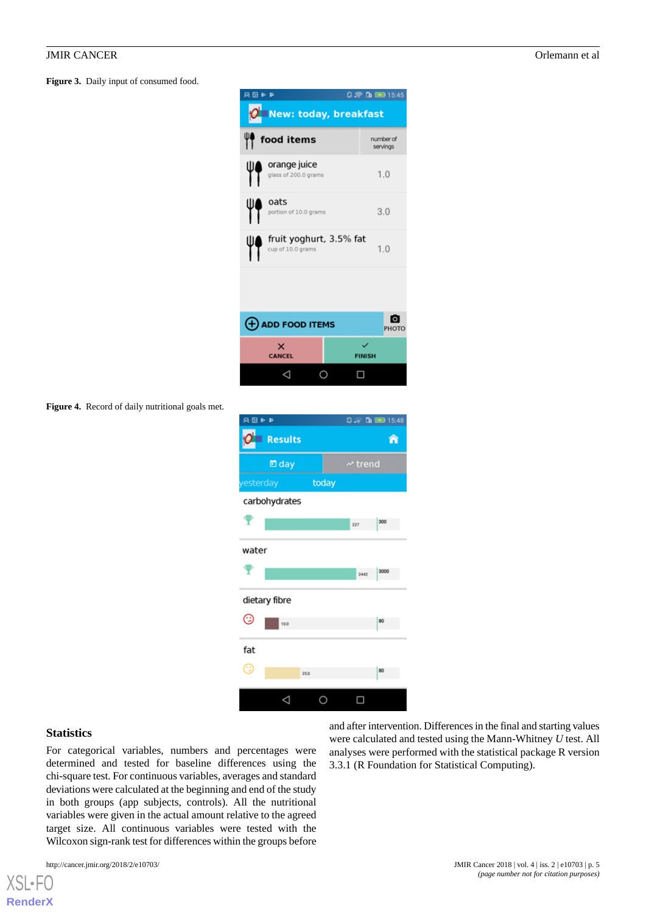**Figure 3.** Daily input of consumed food.

**Figure 4.** Record of daily nutritional goals met.

### Statistics

For categorical variables, numbers and percentages were determined and tested for baseline differences using the chi-square test. For continuous variables, averages and standard deviations were calculated at the beginning and end of the study in both groups (app subjects, controls). All the nutritional variables were given in the actual amount relative to the agreed target size. All continuous variables were tested with the Wilcoxon sign-rank test for differences within the groups before and after intervention. Differences in the final and starting values were calculated and tested using the Mann-Whitney *U* test. All analyses were performed with the statistical package R version 3.3.1 (R Foundation for Statistical Computing).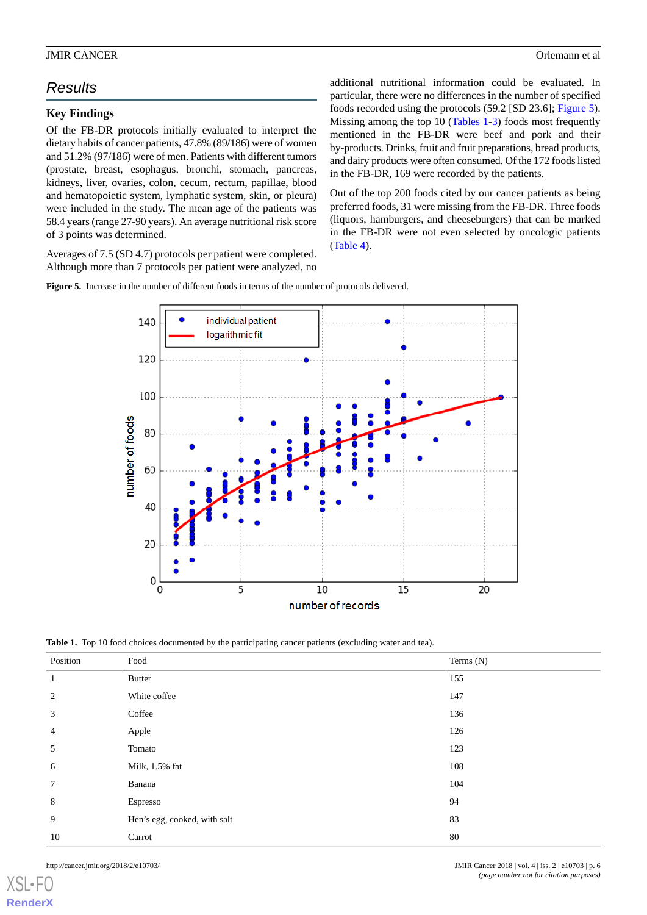## Results

### Key Findings

Of the FB-DR protocols initially evaluated to interpret the dietary habits of cancer patients, 47.8% (89/186) were of women and 51.2% (97/186) were of men. Patients with different tumors (prostate, breast, esophagus, bronchi, stomach, pancreas, kidneys, liver, ovaries, colon, cecum, rectum, papillae, blood and hematopoietic system, lymphatic system, skin, or pleura) were included in the study. The mean age of the patients was 58.4 years (range 27-90 years). An average nutritional risk score of 3 points was determined.

Averages of 7.5 (SD 4.7) protocols per patient were completed. Although more than 7 protocols per patient were analyzed, no additional nutritional information could be evaluated. In particular, there were no differences in the number of specified foods recorded using the protocols (59.2 [SD 23.6]; Figure 5). Missing among the top 10 (Tables 1-3) foods most frequently mentioned in the FB-DR were beef and pork and their by-products. Drinks, fruit and fruit preparations, bread products, and dairy products were often consumed. Of the 172 foods listed in the FB-DR, 169 were recorded by the patients.

Out of the top 200 foods cited by our cancer patients as being preferred foods, 31 were missing from the FB-DR. Three foods (liquors, hamburgers, and cheeseburgers) that can be marked in the FB-DR were not even selected by oncologic patients (Table 4).

**Figure 5.** Increase in the number of different foods in terms of the number of protocols delivered.

**Table 1.** Top 10 food choices documented by the participating cancer patients (excluding water and tea).

| Position | Food | Terms (N) |
|---|---|---|
| 1 | Butter | 155 |
| 2 | White coffee | 147 |
| 3 | Coffee | 136 |
| 4 | Apple | 126 |
| 5 | Tomato | 123 |
| 6 | Milk, 1.5% fat | 108 |
| 7 | Banana | 104 |
| 8 | Espresso | 94 |
| 9 | Hen's egg, cooked, with salt | 83 |
| 10 | Carrot | 80 |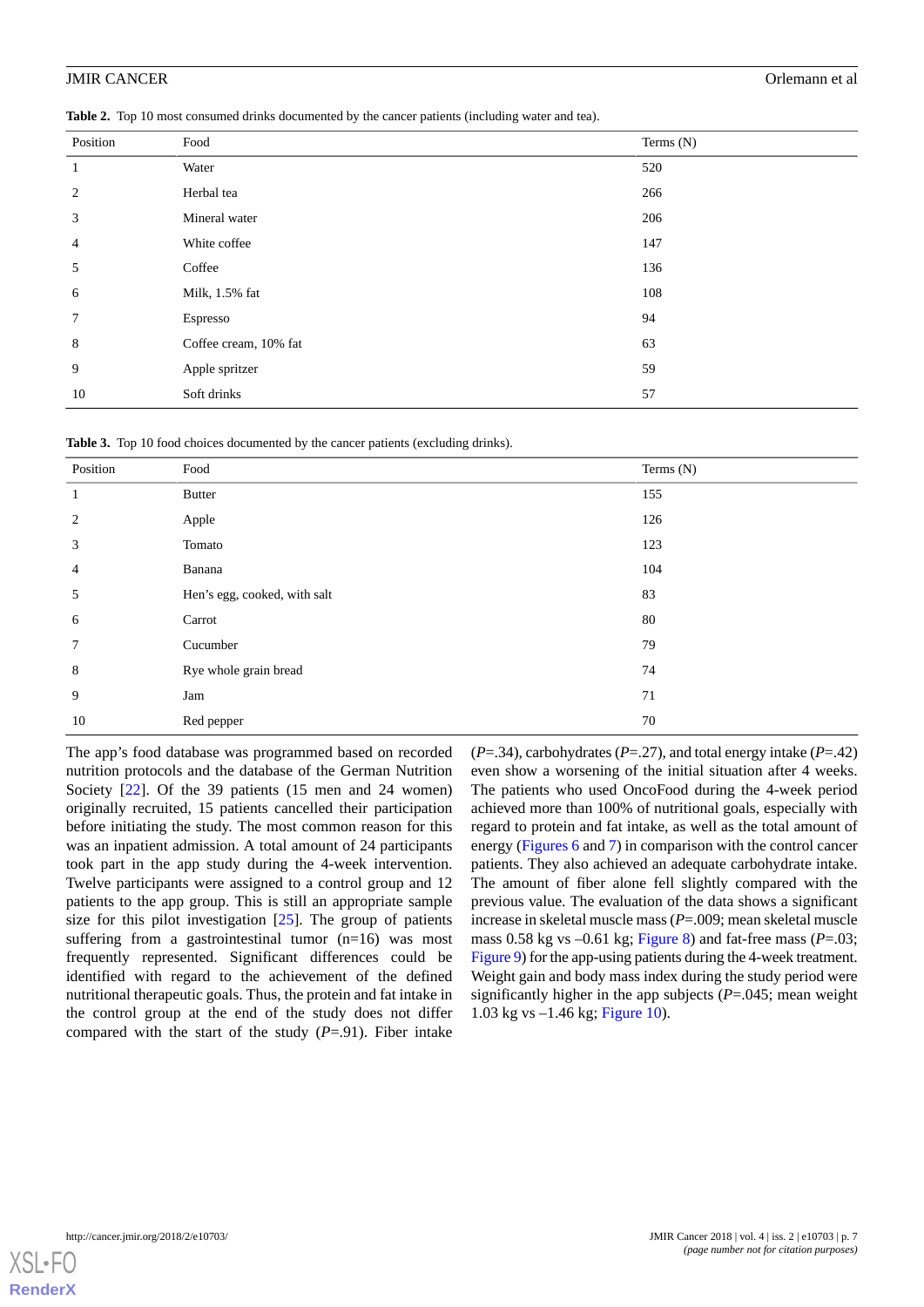**Table 2.** Top 10 most consumed drinks documented by the cancer patients (including water and tea).

| Position | Food | Terms (N) |
|---|---|---|
| 1 | Water | 520 |
| 2 | Herbal tea | 266 |
| 3 | Mineral water | 206 |
| 4 | White coffee | 147 |
| 5 | Coffee | 136 |
| 6 | Milk, 1.5% fat | 108 |
| 7 | Espresso | 94 |
| 8 | Coffee cream, 10% fat | 63 |
| 9 | Apple spritzer | 59 |
| 10 | Soft drinks | 57 |

**Table 3.** Top 10 food choices documented by the cancer patients (excluding drinks).

| Position | Food | Terms (N) |
|---|---|---|
| 1 | Butter | 155 |
| 2 | Apple | 126 |
| 3 | Tomato | 123 |
| 4 | Banana | 104 |
| 5 | Hen's egg, cooked, with salt | 83 |
| 6 | Carrot | 80 |
| 7 | Cucumber | 79 |
| 8 | Rye whole grain bread | 74 |
| 9 | Jam | 71 |
| 10 | Red pepper | 70 |

The app's food database was programmed based on recorded nutrition protocols and the database of the German Nutrition Society [22]. Of the 39 patients (15 men and 24 women) originally recruited, 15 patients cancelled their participation before initiating the study. The most common reason for this was an inpatient admission. A total amount of 24 participants took part in the app study during the 4-week intervention. Twelve participants were assigned to a control group and 12 patients to the app group. This is still an appropriate sample size for this pilot investigation [25]. The group of patients suffering from a gastrointestinal tumor (n=16) was most frequently represented. Significant differences could be identified with regard to the achievement of the defined nutritional therapeutic goals. Thus, the protein and fat intake in the control group at the end of the study does not differ compared with the start of the study (*P*=.91). Fiber intake (*P*=.34), carbohydrates (*P*=.27), and total energy intake (*P*=.42) even show a worsening of the initial situation after 4 weeks. The patients who used OncoFood during the 4-week period achieved more than 100% of nutritional goals, especially with regard to protein and fat intake, as well as the total amount of energy (Figures 6 and 7) in comparison with the control cancer patients. They also achieved an adequate carbohydrate intake. The amount of fiber alone fell slightly compared with the previous value. The evaluation of the data shows a significant increase in skeletal muscle mass (*P*=.009; mean skeletal muscle mass 0.58 kg vs –0.61 kg; Figure 8) and fat-free mass (*P*=.03; Figure 9) for the app-using patients during the 4-week treatment. Weight gain and body mass index during the study period were significantly higher in the app subjects (*P*=.045; mean weight 1.03 kg vs –1.46 kg; Figure 10).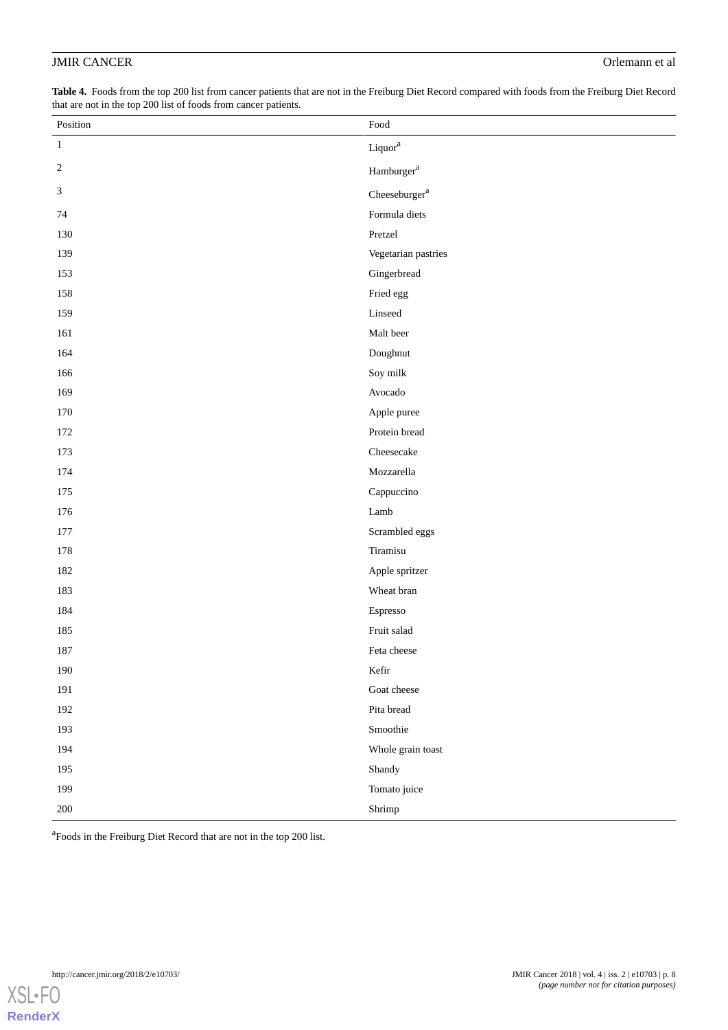**Table 4.** Foods from the top 200 list from cancer patients that are not in the Freiburg Diet Record compared with foods from the Freiburg Diet Record that are not in the top 200 list of foods from cancer patients.

| Position | Food |
|---|---|
| 1 | Liquor[a] |
| 2 | Hamburger[a] |
| 3 | Cheeseburger[a] |
| 74 | Formula diets |
| 130 | Pretzel |
| 139 | Vegetarian pastries |
| 153 | Gingerbread |
| 158 | Fried egg |
| 159 | Linseed |
| 161 | Malt beer |
| 164 | Doughnut |
| 166 | Soy milk |
| 169 | Avocado |
| 170 | Apple puree |
| 172 | Protein bread |
| 173 | Cheesecake |
| 174 | Mozzarella |
| 175 | Cappuccino |
| 176 | Lamb |
| 177 | Scrambled eggs |
| 178 | Tiramisu |
| 182 | Apple spritzer |
| 183 | Wheat bran |
| 184 | Espresso |
| 185 | Fruit salad |
| 187 | Feta cheese |
| 190 | Kefir |
| 191 | Goat cheese |
| 192 | Pita bread |
| 193 | Smoothie |
| 194 | Whole grain toast |
| 195 | Shandy |
| 199 | Tomato juice |
| 200 | Shrimp |

[a]Foods in the Freiburg Diet Record that are not in the top 200 list.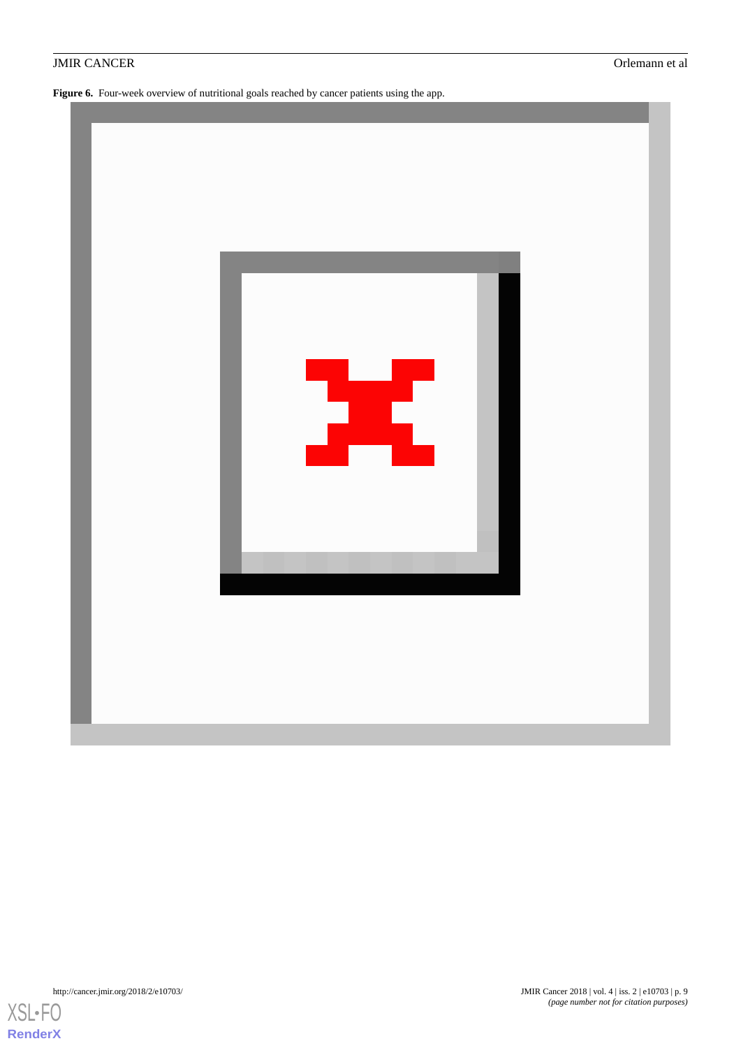**Figure 6.** Four-week overview of nutritional goals reached by cancer patients using the app.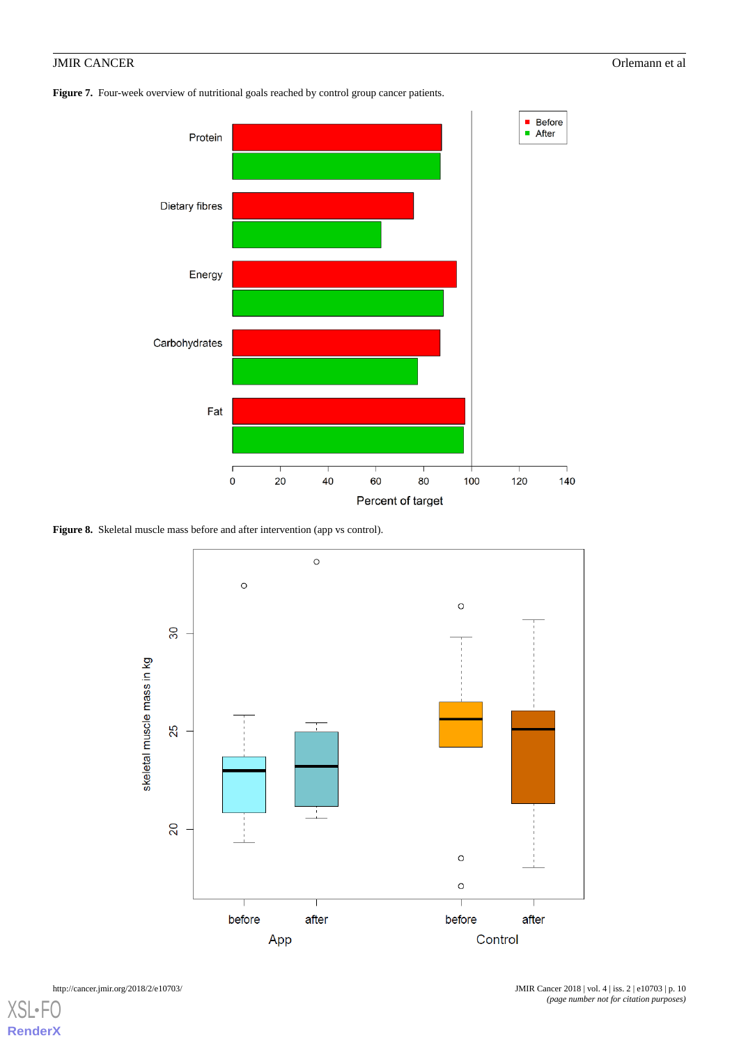**Figure 7.** Four-week overview of nutritional goals reached by control group cancer patients.

**Figure 8.** Skeletal muscle mass before and after intervention (app vs control).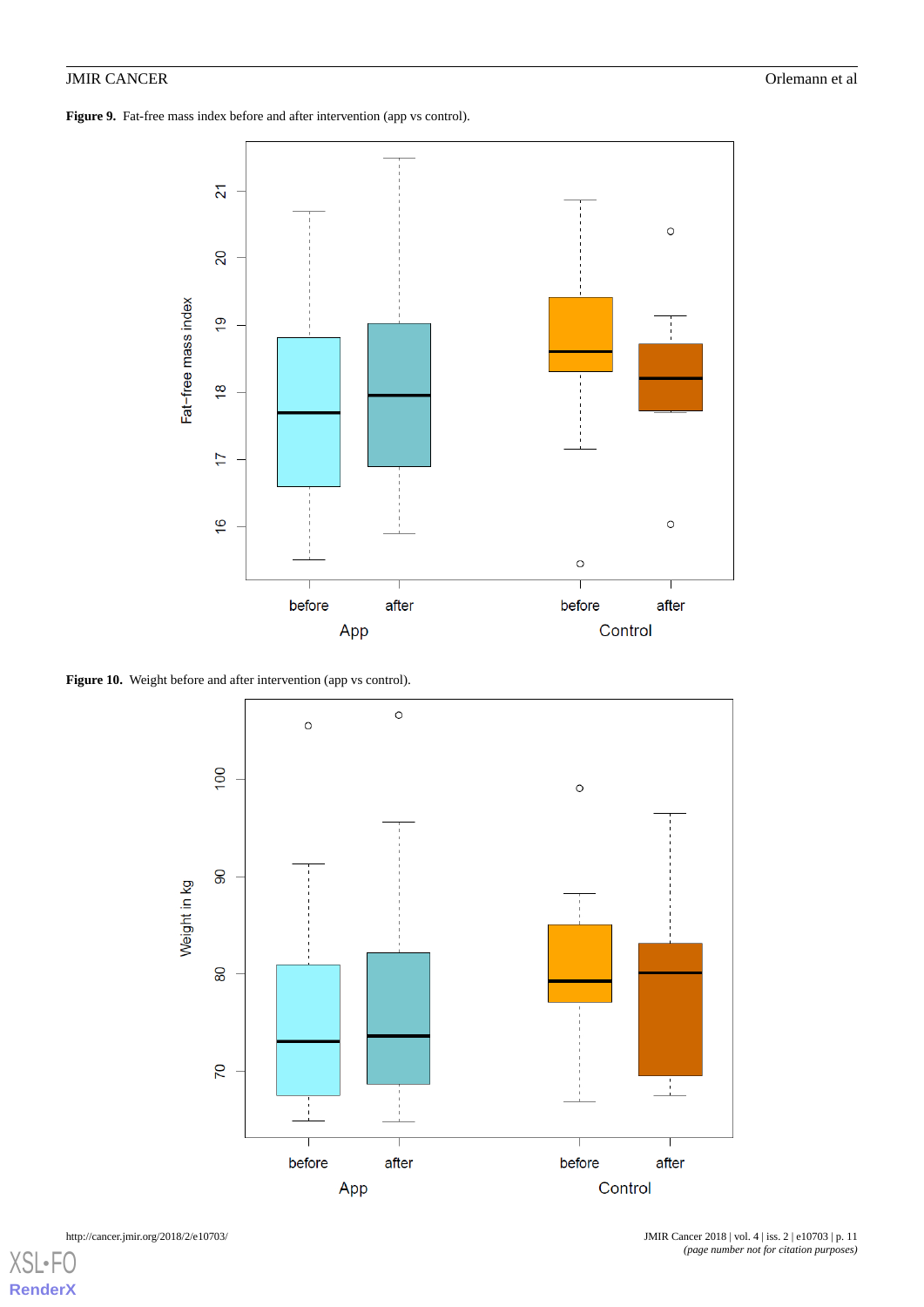**Figure 9.** Fat-free mass index before and after intervention (app vs control).

**Figure 10.** Weight before and after intervention (app vs control).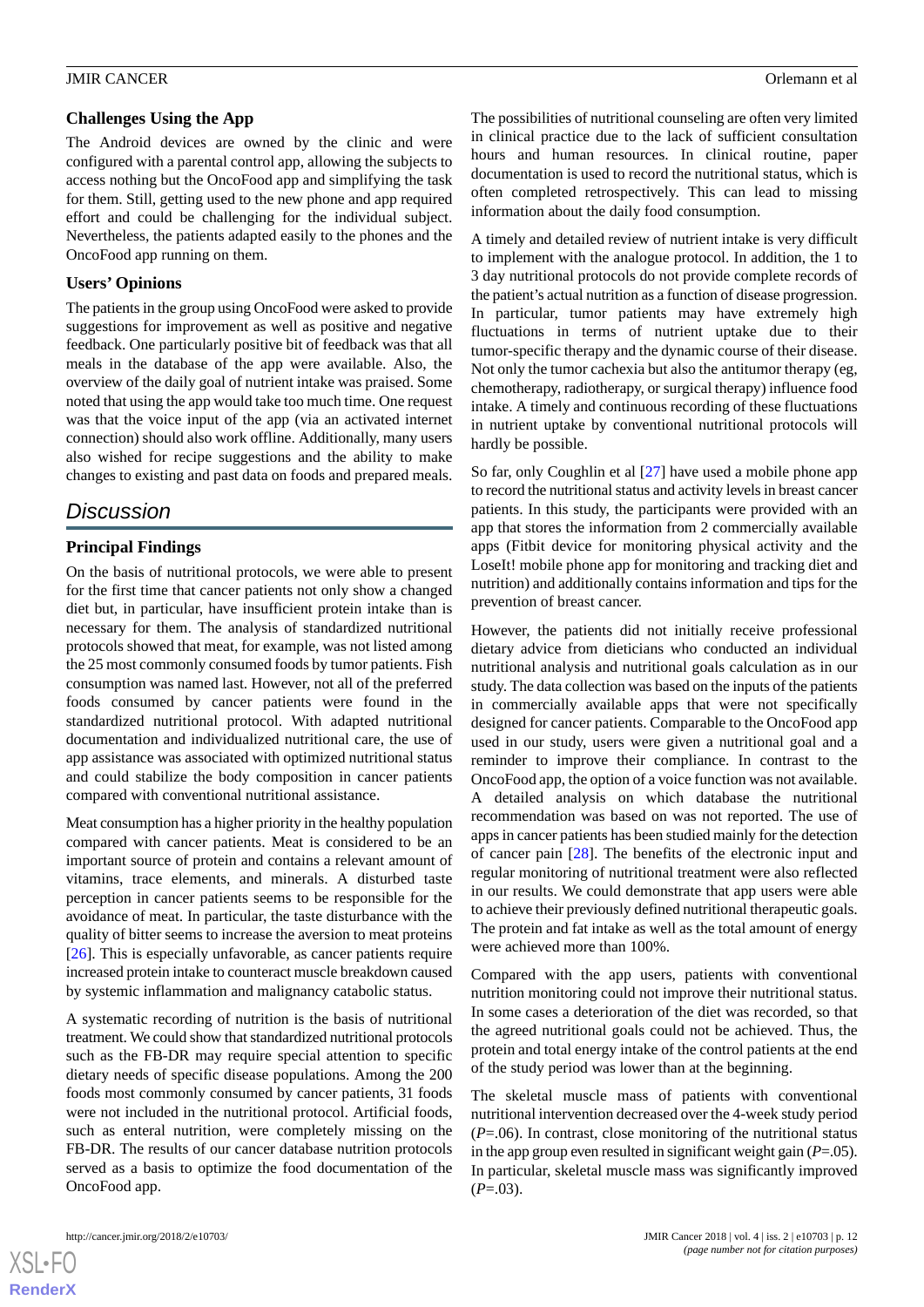### Challenges Using the App

The Android devices are owned by the clinic and were configured with a parental control app, allowing the subjects to access nothing but the OncoFood app and simplifying the task for them. Still, getting used to the new phone and app required effort and could be challenging for the individual subject. Nevertheless, the patients adapted easily to the phones and the OncoFood app running on them.

### Users' Opinions

The patients in the group using OncoFood were asked to provide suggestions for improvement as well as positive and negative feedback. One particularly positive bit of feedback was that all meals in the database of the app were available. Also, the overview of the daily goal of nutrient intake was praised. Some noted that using the app would take too much time. One request was that the voice input of the app (via an activated internet connection) should also work offline. Additionally, many users also wished for recipe suggestions and the ability to make changes to existing and past data on foods and prepared meals.

## Discussion

### Principal Findings

On the basis of nutritional protocols, we were able to present for the first time that cancer patients not only show a changed diet but, in particular, have insufficient protein intake than is necessary for them. The analysis of standardized nutritional protocols showed that meat, for example, was not listed among the 25 most commonly consumed foods by tumor patients. Fish consumption was named last. However, not all of the preferred foods consumed by cancer patients were found in the standardized nutritional protocol. With adapted nutritional documentation and individualized nutritional care, the use of app assistance was associated with optimized nutritional status and could stabilize the body composition in cancer patients compared with conventional nutritional assistance.

Meat consumption has a higher priority in the healthy population compared with cancer patients. Meat is considered to be an important source of protein and contains a relevant amount of vitamins, trace elements, and minerals. A disturbed taste perception in cancer patients seems to be responsible for the avoidance of meat. In particular, the taste disturbance with the quality of bitter seems to increase the aversion to meat proteins [26]. This is especially unfavorable, as cancer patients require increased protein intake to counteract muscle breakdown caused by systemic inflammation and malignancy catabolic status.

A systematic recording of nutrition is the basis of nutritional treatment. We could show that standardized nutritional protocols such as the FB-DR may require special attention to specific dietary needs of specific disease populations. Among the 200 foods most commonly consumed by cancer patients, 31 foods were not included in the nutritional protocol. Artificial foods, such as enteral nutrition, were completely missing on the FB-DR. The results of our cancer database nutrition protocols served as a basis to optimize the food documentation of the OncoFood app.

The possibilities of nutritional counseling are often very limited in clinical practice due to the lack of sufficient consultation hours and human resources. In clinical routine, paper documentation is used to record the nutritional status, which is often completed retrospectively. This can lead to missing information about the daily food consumption.

A timely and detailed review of nutrient intake is very difficult to implement with the analogue protocol. In addition, the 1 to 3 day nutritional protocols do not provide complete records of the patient's actual nutrition as a function of disease progression. In particular, tumor patients may have extremely high fluctuations in terms of nutrient uptake due to their tumor-specific therapy and the dynamic course of their disease. Not only the tumor cachexia but also the antitumor therapy (eg, chemotherapy, radiotherapy, or surgical therapy) influence food intake. A timely and continuous recording of these fluctuations in nutrient uptake by conventional nutritional protocols will hardly be possible.

So far, only Coughlin et al [27] have used a mobile phone app to record the nutritional status and activity levels in breast cancer patients. In this study, the participants were provided with an app that stores the information from 2 commercially available apps (Fitbit device for monitoring physical activity and the LoseIt! mobile phone app for monitoring and tracking diet and nutrition) and additionally contains information and tips for the prevention of breast cancer.

However, the patients did not initially receive professional dietary advice from dieticians who conducted an individual nutritional analysis and nutritional goals calculation as in our study. The data collection was based on the inputs of the patients in commercially available apps that were not specifically designed for cancer patients. Comparable to the OncoFood app used in our study, users were given a nutritional goal and a reminder to improve their compliance. In contrast to the OncoFood app, the option of a voice function was not available. A detailed analysis on which database the nutritional recommendation was based on was not reported. The use of apps in cancer patients has been studied mainly for the detection of cancer pain [28]. The benefits of the electronic input and regular monitoring of nutritional treatment were also reflected in our results. We could demonstrate that app users were able to achieve their previously defined nutritional therapeutic goals. The protein and fat intake as well as the total amount of energy were achieved more than 100%.

Compared with the app users, patients with conventional nutrition monitoring could not improve their nutritional status. In some cases a deterioration of the diet was recorded, so that the agreed nutritional goals could not be achieved. Thus, the protein and total energy intake of the control patients at the end of the study period was lower than at the beginning.

The skeletal muscle mass of patients with conventional nutritional intervention decreased over the 4-week study period ($P$=.06). In contrast, close monitoring of the nutritional status in the app group even resulted in significant weight gain ($P$=.05). In particular, skeletal muscle mass was significantly improved ($P$=.03).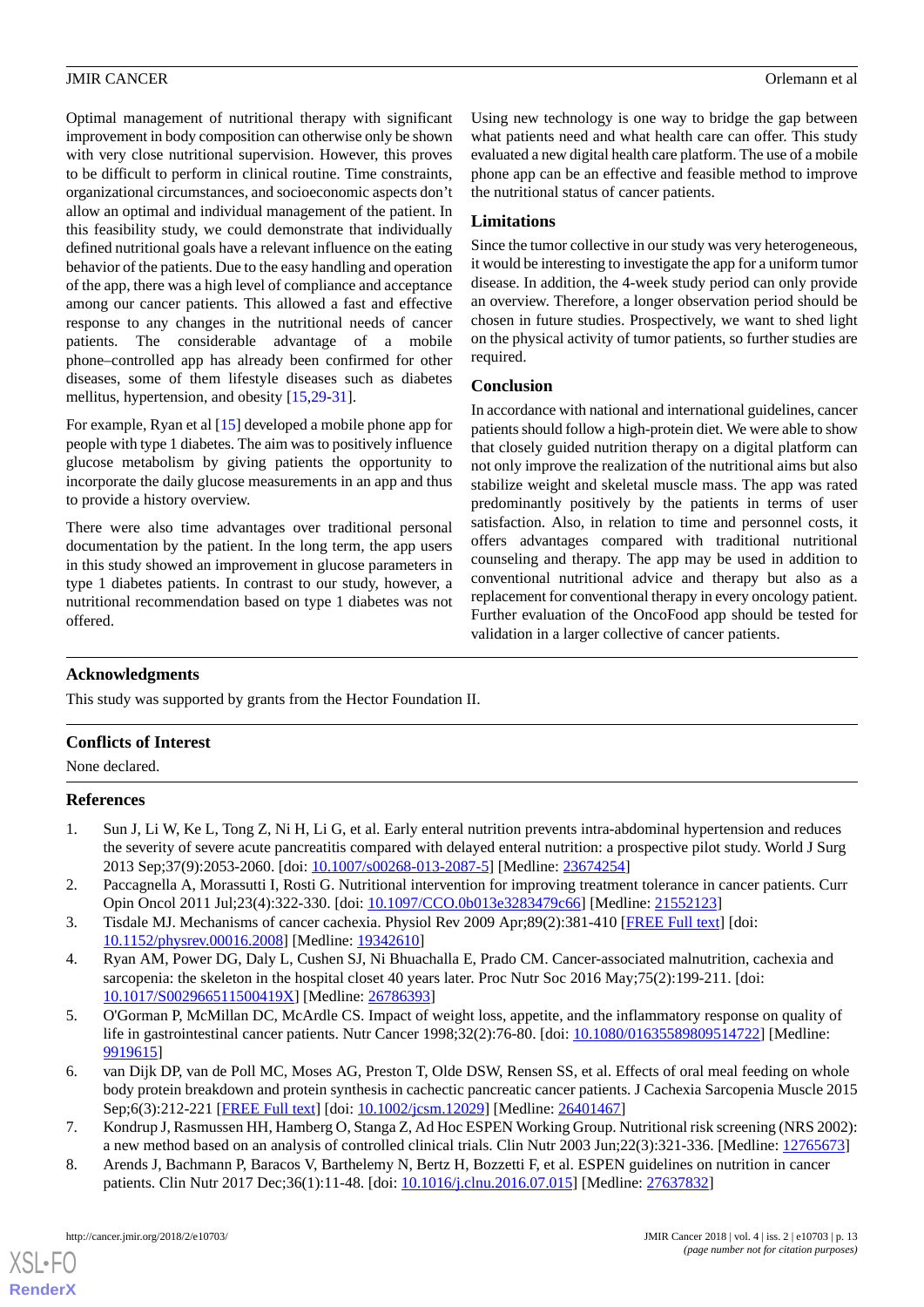Optimal management of nutritional therapy with significant improvement in body composition can otherwise only be shown with very close nutritional supervision. However, this proves to be difficult to perform in clinical routine. Time constraints, organizational circumstances, and socioeconomic aspects don't allow an optimal and individual management of the patient. In this feasibility study, we could demonstrate that individually defined nutritional goals have a relevant influence on the eating behavior of the patients. Due to the easy handling and operation of the app, there was a high level of compliance and acceptance among our cancer patients. This allowed a fast and effective response to any changes in the nutritional needs of cancer patients. The considerable advantage of a mobile phone–controlled app has already been confirmed for other diseases, some of them lifestyle diseases such as diabetes mellitus, hypertension, and obesity [15,29-31].

For example, Ryan et al [15] developed a mobile phone app for people with type 1 diabetes. The aim was to positively influence glucose metabolism by giving patients the opportunity to incorporate the daily glucose measurements in an app and thus to provide a history overview.

There were also time advantages over traditional personal documentation by the patient. In the long term, the app users in this study showed an improvement in glucose parameters in type 1 diabetes patients. In contrast to our study, however, a nutritional recommendation based on type 1 diabetes was not offered.

Using new technology is one way to bridge the gap between what patients need and what health care can offer. This study evaluated a new digital health care platform. The use of a mobile phone app can be an effective and feasible method to improve the nutritional status of cancer patients.

### Limitations

Since the tumor collective in our study was very heterogeneous, it would be interesting to investigate the app for a uniform tumor disease. In addition, the 4-week study period can only provide an overview. Therefore, a longer observation period should be chosen in future studies. Prospectively, we want to shed light on the physical activity of tumor patients, so further studies are required.

### Conclusion

In accordance with national and international guidelines, cancer patients should follow a high-protein diet. We were able to show that closely guided nutrition therapy on a digital platform can not only improve the realization of the nutritional aims but also stabilize weight and skeletal muscle mass. The app was rated predominantly positively by the patients in terms of user satisfaction. Also, in relation to time and personnel costs, it offers advantages compared with traditional nutritional counseling and therapy. The app may be used in addition to conventional nutritional advice and therapy but also as a replacement for conventional therapy in every oncology patient. Further evaluation of the OncoFood app should be tested for validation in a larger collective of cancer patients.

## Acknowledgments

This study was supported by grants from the Hector Foundation II.

## Conflicts of Interest

None declared.

## References

1. Sun J, Li W, Ke L, Tong Z, Ni H, Li G, et al. Early enteral nutrition prevents intra-abdominal hypertension and reduces the severity of severe acute pancreatitis compared with delayed enteral nutrition: a prospective pilot study. World J Surg 2013 Sep;37(9):2053-2060. [doi: 10.1007/s00268-013-2087-5] [Medline: 23674254]
2. Paccagnella A, Morassutti I, Rosti G. Nutritional intervention for improving treatment tolerance in cancer patients. Curr Opin Oncol 2011 Jul;23(4):322-330. [doi: 10.1097/CCO.0b013e3283479c66] [Medline: 21552123]
3. Tisdale MJ. Mechanisms of cancer cachexia. Physiol Rev 2009 Apr;89(2):381-410 [FREE Full text] [doi: 10.1152/physrev.00016.2008] [Medline: 19342610]
4. Ryan AM, Power DG, Daly L, Cushen SJ, Ni Bhuachalla E, Prado CM. Cancer-associated malnutrition, cachexia and sarcopenia: the skeleton in the hospital closet 40 years later. Proc Nutr Soc 2016 May;75(2):199-211. [doi: 10.1017/S002966511500419X] [Medline: 26786393]
5. O'Gorman P, McMillan DC, McArdle CS. Impact of weight loss, appetite, and the inflammatory response on quality of life in gastrointestinal cancer patients. Nutr Cancer 1998;32(2):76-80. [doi: 10.1080/01635589809514722] [Medline: 9919615]
6. van Dijk DP, van de Poll MC, Moses AG, Preston T, Olde DSW, Rensen SS, et al. Effects of oral meal feeding on whole body protein breakdown and protein synthesis in cachectic pancreatic cancer patients. J Cachexia Sarcopenia Muscle 2015 Sep;6(3):212-221 [FREE Full text] [doi: 10.1002/jcsm.12029] [Medline: 26401467]
7. Kondrup J, Rasmussen HH, Hamberg O, Stanga Z, Ad Hoc ESPEN Working Group. Nutritional risk screening (NRS 2002): a new method based on an analysis of controlled clinical trials. Clin Nutr 2003 Jun;22(3):321-336. [Medline: 12765673]
8. Arends J, Bachmann P, Baracos V, Barthelemy N, Bertz H, Bozzetti F, et al. ESPEN guidelines on nutrition in cancer patients. Clin Nutr 2017 Dec;36(1):11-48. [doi: 10.1016/j.clnu.2016.07.015] [Medline: 27637832]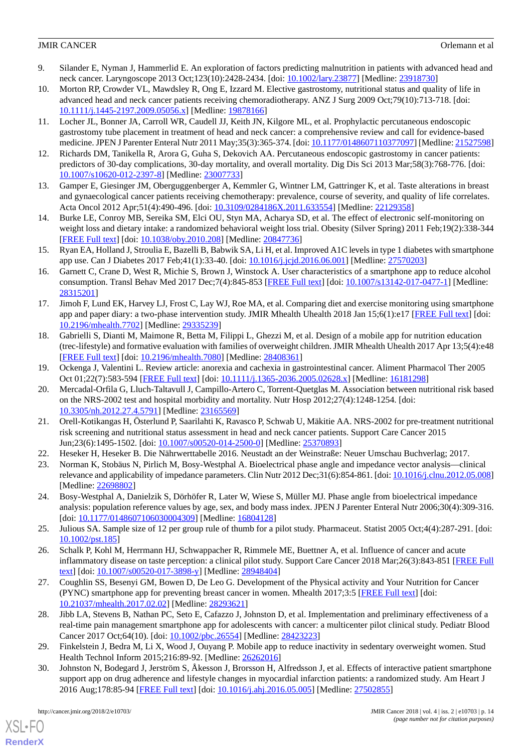9. Silander E, Nyman J, Hammerlid E. An exploration of factors predicting malnutrition in patients with advanced head and neck cancer. Laryngoscope 2013 Oct;123(10):2428-2434. [doi: 10.1002/lary.23877] [Medline: 23918730]
10. Morton RP, Crowder VL, Mawdsley R, Ong E, Izzard M. Elective gastrostomy, nutritional status and quality of life in advanced head and neck cancer patients receiving chemoradiotherapy. ANZ J Surg 2009 Oct;79(10):713-718. [doi: 10.1111/j.1445-2197.2009.05056.x] [Medline: 19878166]
11. Locher JL, Bonner JA, Carroll WR, Caudell JJ, Keith JN, Kilgore ML, et al. Prophylactic percutaneous endoscopic gastrostomy tube placement in treatment of head and neck cancer: a comprehensive review and call for evidence-based medicine. JPEN J Parenter Enteral Nutr 2011 May;35(3):365-374. [doi: 10.1177/0148607110377097] [Medline: 21527598]
12. Richards DM, Tanikella R, Arora G, Guha S, Dekovich AA. Percutaneous endoscopic gastrostomy in cancer patients: predictors of 30-day complications, 30-day mortality, and overall mortality. Dig Dis Sci 2013 Mar;58(3):768-776. [doi: 10.1007/s10620-012-2397-8] [Medline: 23007733]
13. Gamper E, Giesinger JM, Oberguggenberger A, Kemmler G, Wintner LM, Gattringer K, et al. Taste alterations in breast and gynaecological cancer patients receiving chemotherapy: prevalence, course of severity, and quality of life correlates. Acta Oncol 2012 Apr;51(4):490-496. [doi: 10.3109/0284186X.2011.633554] [Medline: 22129358]
14. Burke LE, Conroy MB, Sereika SM, Elci OU, Styn MA, Acharya SD, et al. The effect of electronic self-monitoring on weight loss and dietary intake: a randomized behavioral weight loss trial. Obesity (Silver Spring) 2011 Feb;19(2):338-344 [FREE Full text] [doi: 10.1038/oby.2010.208] [Medline: 20847736]
15. Ryan EA, Holland J, Stroulia E, Bazelli B, Babwik SA, Li H, et al. Improved A1C levels in type 1 diabetes with smartphone app use. Can J Diabetes 2017 Feb;41(1):33-40. [doi: 10.1016/j.jcjd.2016.06.001] [Medline: 27570203]
16. Garnett C, Crane D, West R, Michie S, Brown J, Winstock A. User characteristics of a smartphone app to reduce alcohol consumption. Transl Behav Med 2017 Dec;7(4):845-853 [FREE Full text] [doi: 10.1007/s13142-017-0477-1] [Medline: 28315201]
17. Jimoh F, Lund EK, Harvey LJ, Frost C, Lay WJ, Roe MA, et al. Comparing diet and exercise monitoring using smartphone app and paper diary: a two-phase intervention study. JMIR Mhealth Uhealth 2018 Jan 15;6(1):e17 [FREE Full text] [doi: 10.2196/mhealth.7702] [Medline: 29335239]
18. Gabrielli S, Dianti M, Maimone R, Betta M, Filippi L, Ghezzi M, et al. Design of a mobile app for nutrition education (trec-lifestyle) and formative evaluation with families of overweight children. JMIR Mhealth Uhealth 2017 Apr 13;5(4):e48 [FREE Full text] [doi: 10.2196/mhealth.7080] [Medline: 28408361]
19. Ockenga J, Valentini L. Review article: anorexia and cachexia in gastrointestinal cancer. Aliment Pharmacol Ther 2005 Oct 01;22(7):583-594 [FREE Full text] [doi: 10.1111/j.1365-2036.2005.02628.x] [Medline: 16181298]
20. Mercadal-Orfila G, Lluch-Taltavull J, Campillo-Artero C, Torrent-Quetglas M. Association between nutritional risk based on the NRS-2002 test and hospital morbidity and mortality. Nutr Hosp 2012;27(4):1248-1254. [doi: 10.3305/nh.2012.27.4.5791] [Medline: 23165569]
21. Orell-Kotikangas H, Österlund P, Saarilahti K, Ravasco P, Schwab U, Mäkitie AA. NRS-2002 for pre-treatment nutritional risk screening and nutritional status assessment in head and neck cancer patients. Support Care Cancer 2015 Jun;23(6):1495-1502. [doi: 10.1007/s00520-014-2500-0] [Medline: 25370893]
22. Heseker H, Heseker B. Die Nährwerttabelle 2016. Neustadt an der Weinstraße: Neuer Umschau Buchverlag; 2017.
23. Norman K, Stobäus N, Pirlich M, Bosy-Westphal A. Bioelectrical phase angle and impedance vector analysis—clinical relevance and applicability of impedance parameters. Clin Nutr 2012 Dec;31(6):854-861. [doi: 10.1016/j.clnu.2012.05.008] [Medline: 22698802]
24. Bosy-Westphal A, Danielzik S, Dörhöfer R, Later W, Wiese S, Müller MJ. Phase angle from bioelectrical impedance analysis: population reference values by age, sex, and body mass index. JPEN J Parenter Enteral Nutr 2006;30(4):309-316. [doi: 10.1177/0148607106030004309] [Medline: 16804128]
25. Julious SA. Sample size of 12 per group rule of thumb for a pilot study. Pharmaceut. Statist 2005 Oct;4(4):287-291. [doi: 10.1002/pst.185]
26. Schalk P, Kohl M, Herrmann HJ, Schwappacher R, Rimmele ME, Buettner A, et al. Influence of cancer and acute inflammatory disease on taste perception: a clinical pilot study. Support Care Cancer 2018 Mar;26(3):843-851 [FREE Full text] [doi: 10.1007/s00520-017-3898-y] [Medline: 28948404]
27. Coughlin SS, Besenyi GM, Bowen D, De Leo G. Development of the Physical activity and Your Nutrition for Cancer (PYNC) smartphone app for preventing breast cancer in women. Mhealth 2017;3:5 [FREE Full text] [doi: 10.21037/mhealth.2017.02.02] [Medline: 28293621]
28. Jibb LA, Stevens B, Nathan PC, Seto E, Cafazzo J, Johnston D, et al. Implementation and preliminary effectiveness of a real-time pain management smartphone app for adolescents with cancer: a multicenter pilot clinical study. Pediatr Blood Cancer 2017 Oct;64(10). [doi: 10.1002/pbc.26554] [Medline: 28423223]
29. Finkelstein J, Bedra M, Li X, Wood J, Ouyang P. Mobile app to reduce inactivity in sedentary overweight women. Stud Health Technol Inform 2015;216:89-92. [Medline: 26262016]
30. Johnston N, Bodegard J, Jerström S, Åkesson J, Brorsson H, Alfredsson J, et al. Effects of interactive patient smartphone support app on drug adherence and lifestyle changes in myocardial infarction patients: a randomized study. Am Heart J 2016 Aug;178:85-94 [FREE Full text] [doi: 10.1016/j.ahj.2016.05.005] [Medline: 27502855]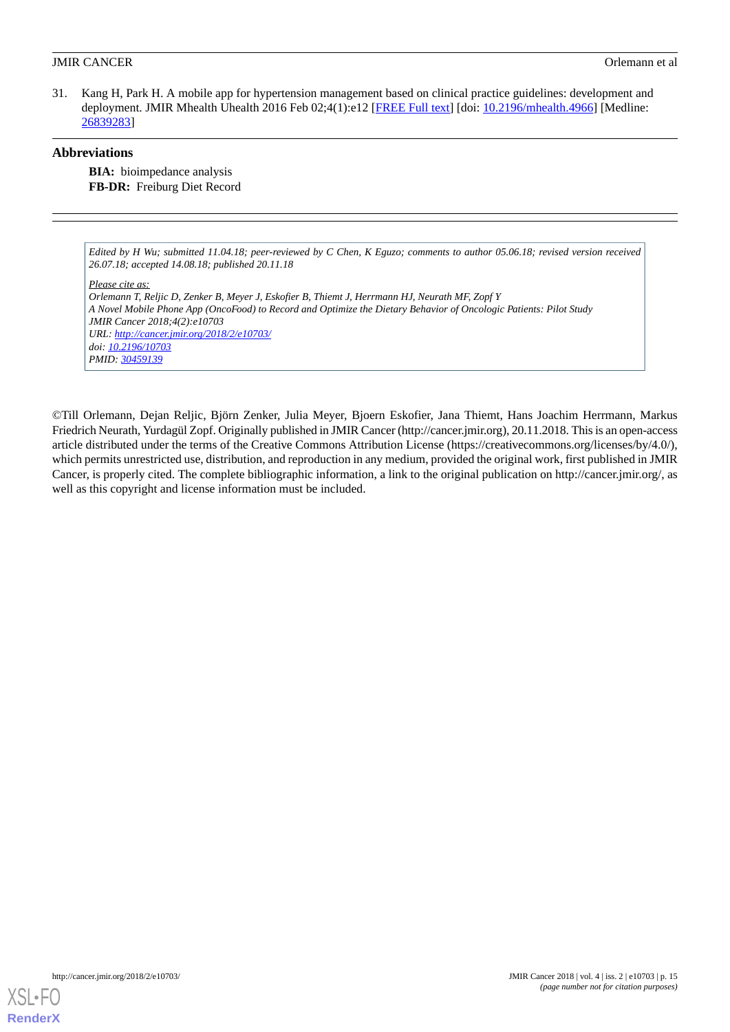31. Kang H, Park H. A mobile app for hypertension management based on clinical practice guidelines: development and deployment. JMIR Mhealth Uhealth 2016 Feb 02;4(1):e12 [FREE Full text] [doi: 10.2196/mhealth.4966] [Medline: 26839283]

## Abbreviations

**BIA:** bioimpedance analysis
**FB-DR:** Freiburg Diet Record

---

*Edited by H Wu; submitted 11.04.18; peer-reviewed by C Chen, K Eguzo; comments to author 05.06.18; revised version received 26.07.18; accepted 14.08.18; published 20.11.18*

*Please cite as:*
*Orlemann T, Reljic D, Zenker B, Meyer J, Eskofier B, Thiemt J, Herrmann HJ, Neurath MF, Zopf Y*
*A Novel Mobile Phone App (OncoFood) to Record and Optimize the Dietary Behavior of Oncologic Patients: Pilot Study*
*JMIR Cancer 2018;4(2):e10703*
*URL: http://cancer.jmir.org/2018/2/e10703/*
*doi: 10.2196/10703*
*PMID: 30459139*

©Till Orlemann, Dejan Reljic, Björn Zenker, Julia Meyer, Bjoern Eskofier, Jana Thiemt, Hans Joachim Herrmann, Markus Friedrich Neurath, Yurdagül Zopf. Originally published in JMIR Cancer (http://cancer.jmir.org), 20.11.2018. This is an open-access article distributed under the terms of the Creative Commons Attribution License (https://creativecommons.org/licenses/by/4.0/), which permits unrestricted use, distribution, and reproduction in any medium, provided the original work, first published in JMIR Cancer, is properly cited. The complete bibliographic information, a link to the original publication on http://cancer.jmir.org/, as well as this copyright and license information must be included.